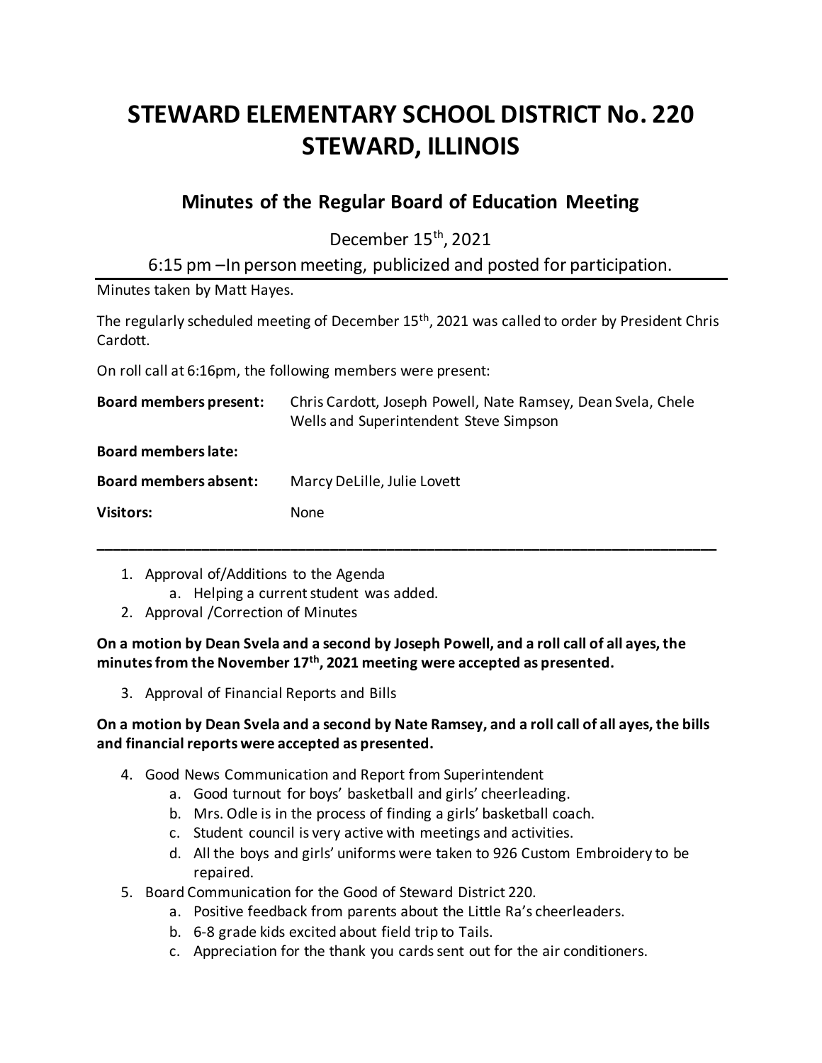# STEWARD ELEMENTARY SCHOOL DISTRICT No. 220
# STEWARD, ILLINOIS

## Minutes of the Regular Board of Education Meeting

December 15th, 2021

6:15 pm –In person meeting, publicized and posted for participation.

---

Minutes taken by Matt Hayes.

The regularly scheduled meeting of December 15th, 2021 was called to order by President Chris Cardott.

On roll call at 6:16pm, the following members were present:

| | |
|---|---|
| **Board members present:** | Chris Cardott, Joseph Powell, Nate Ramsey, Dean Svela, Chele Wells and Superintendent Steve Simpson |
| **Board members late:** | |
| **Board members absent:** | Marcy DeLille, Julie Lovett |
| **Visitors:** | None |

---

1. Approval of/Additions to the Agenda
   a. Helping a current student was added.
2. Approval /Correction of Minutes

**On a motion by Dean Svela and a second by Joseph Powell, and a roll call of all ayes, the minutes from the November 17th, 2021 meeting were accepted as presented.**

3. Approval of Financial Reports and Bills

**On a motion by Dean Svela and a second by Nate Ramsey, and a roll call of all ayes, the bills and financial reports were accepted as presented.**

4. Good News Communication and Report from Superintendent
   a. Good turnout for boys' basketball and girls' cheerleading.
   b. Mrs. Odle is in the process of finding a girls' basketball coach.
   c. Student council is very active with meetings and activities.
   d. All the boys and girls' uniforms were taken to 926 Custom Embroidery to be repaired.
5. Board Communication for the Good of Steward District 220.
   a. Positive feedback from parents about the Little Ra's cheerleaders.
   b. 6-8 grade kids excited about field trip to Tails.
   c. Appreciation for the thank you cards sent out for the air conditioners.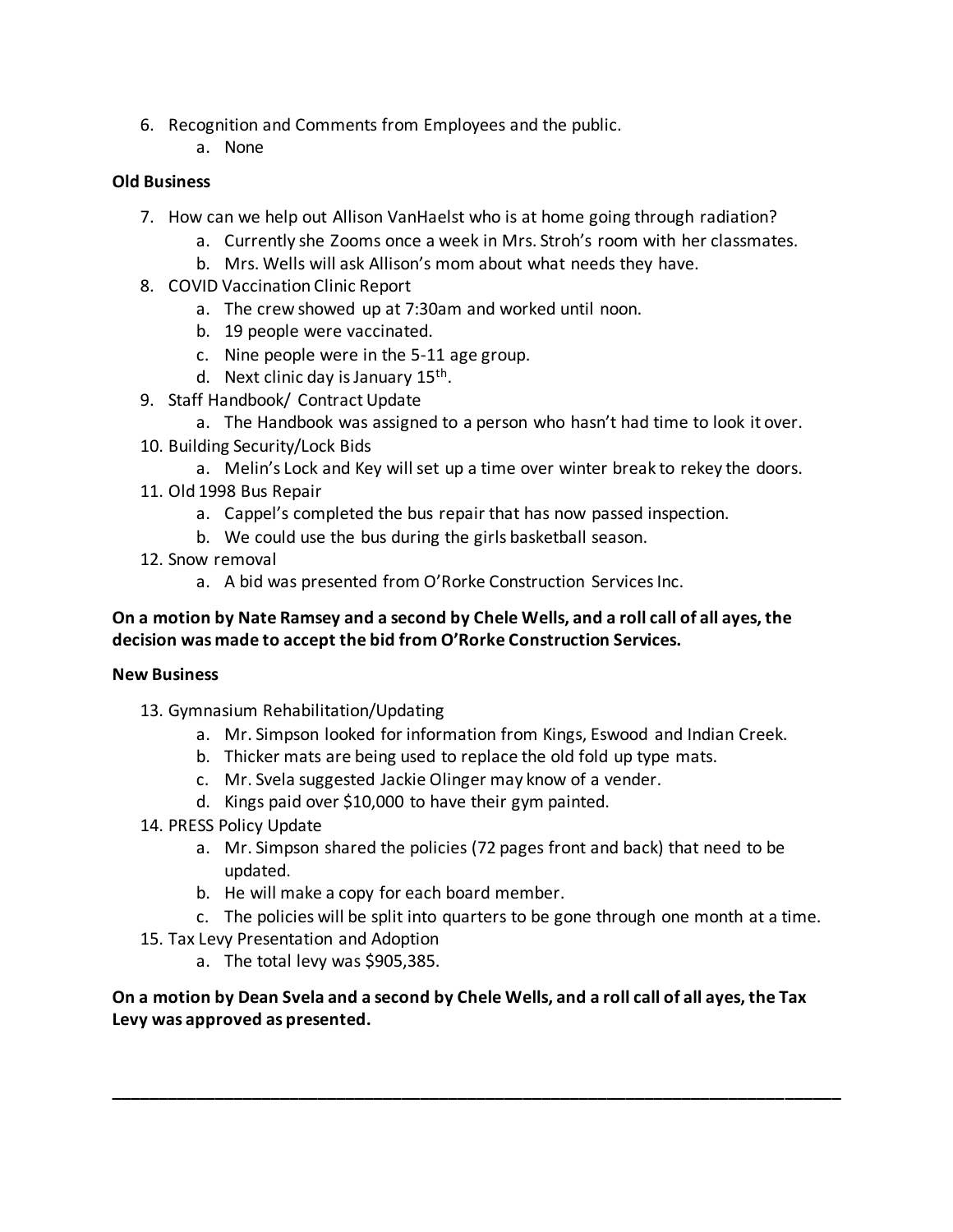6. Recognition and Comments from Employees and the public.
    a. None

**Old Business**

7. How can we help out Allison VanHaelst who is at home going through radiation?
    a. Currently she Zooms once a week in Mrs. Stroh's room with her classmates.
    b. Mrs. Wells will ask Allison's mom about what needs they have.
8. COVID Vaccination Clinic Report
    a. The crew showed up at 7:30am and worked until noon.
    b. 19 people were vaccinated.
    c. Nine people were in the 5-11 age group.
    d. Next clinic day is January 15th.
9. Staff Handbook/ Contract Update
    a. The Handbook was assigned to a person who hasn't had time to look it over.
10. Building Security/Lock Bids
    a. Melin's Lock and Key will set up a time over winter break to rekey the doors.
11. Old 1998 Bus Repair
    a. Cappel's completed the bus repair that has now passed inspection.
    b. We could use the bus during the girls basketball season.
12. Snow removal
    a. A bid was presented from O'Rorke Construction Services Inc.

**On a motion by Nate Ramsey and a second by Chele Wells, and a roll call of all ayes, the decision was made to accept the bid from O'Rorke Construction Services.**

**New Business**

13. Gymnasium Rehabilitation/Updating
    a. Mr. Simpson looked for information from Kings, Eswood and Indian Creek.
    b. Thicker mats are being used to replace the old fold up type mats.
    c. Mr. Svela suggested Jackie Olinger may know of a vender.
    d. Kings paid over $10,000 to have their gym painted.
14. PRESS Policy Update
    a. Mr. Simpson shared the policies (72 pages front and back) that need to be updated.
    b. He will make a copy for each board member.
    c. The policies will be split into quarters to be gone through one month at a time.
15. Tax Levy Presentation and Adoption
    a. The total levy was $905,385.

**On a motion by Dean Svela and a second by Chele Wells, and a roll call of all ayes, the Tax Levy was approved as presented.**

---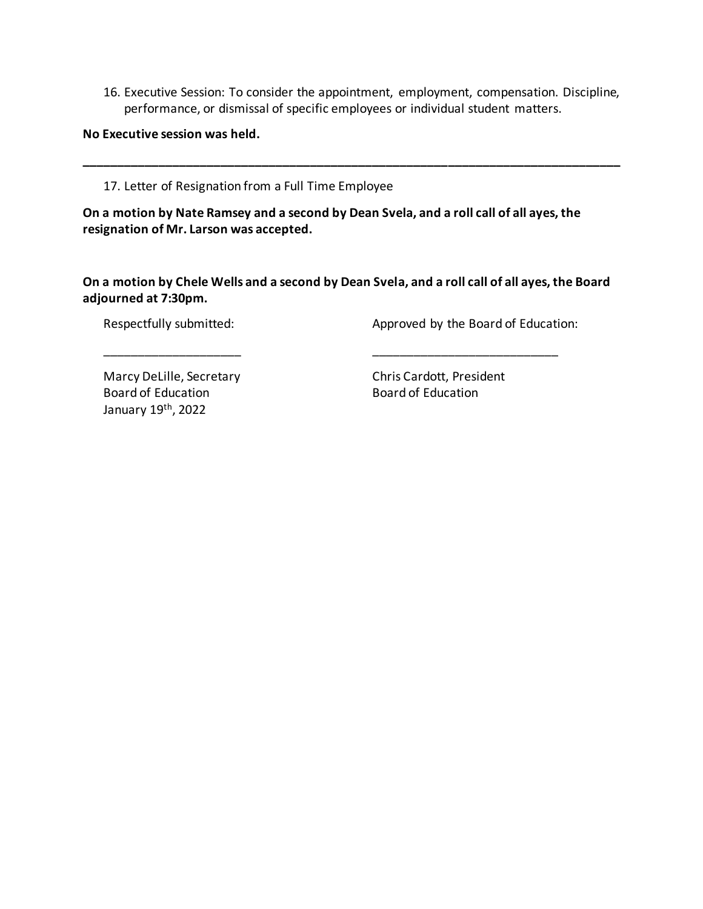16. Executive Session: To consider the appointment, employment, compensation. Discipline, performance, or dismissal of specific employees or individual student matters.

**No Executive session was held.**

---

17. Letter of Resignation from a Full Time Employee

**On a motion by Nate Ramsey and a second by Dean Svela, and a roll call of all ayes, the resignation of Mr. Larson was accepted.**

**On a motion by Chele Wells and a second by Dean Svela, and a roll call of all ayes, the Board adjourned at 7:30pm.**

Respectfully submitted:

____________________

Marcy DeLille, Secretary
Board of Education
January 19th, 2022

Approved by the Board of Education:

____________________________

Chris Cardott, President
Board of Education